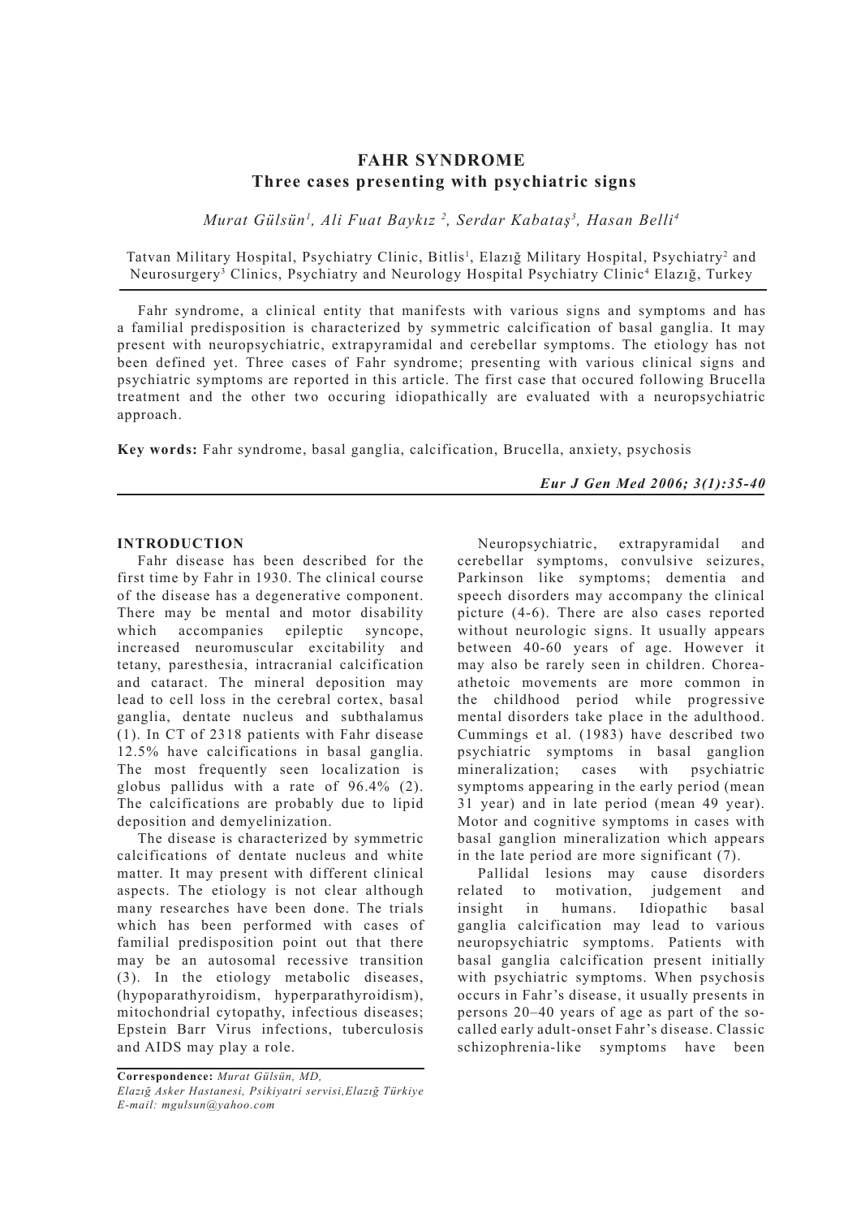# FAHR SYNDROME

## Three cases presenting with psychiatric signs

*Murat Gülsün[1], Ali Fuat Baykız [2], Serdar Kabataş[3], Hasan Belli[4]*

Tatvan Military Hospital, Psychiatry Clinic, Bitlis[1], Elazığ Military Hospital, Psychiatry[2] and Neurosurgery[3] Clinics, Psychiatry and Neurology Hospital Psychiatry Clinic[4] Elazığ, Turkey

Fahr syndrome, a clinical entity that manifests with various signs and symptoms and has a familial predisposition is characterized by symmetric calcification of basal ganglia. It may present with neuropsychiatric, extrapyramidal and cerebellar symptoms. The etiology has not been defined yet. Three cases of Fahr syndrome; presenting with various clinical signs and psychiatric symptoms are reported in this article. The first case that occured following Brucella treatment and the other two occuring idiopathically are evaluated with a neuropsychiatric approach.

**Key words:** Fahr syndrome, basal ganglia, calcification, Brucella, anxiety, psychosis

## INTRODUCTION

Fahr disease has been described for the first time by Fahr in 1930. The clinical course of the disease has a degenerative component. There may be mental and motor disability which accompanies epileptic syncope, increased neuromuscular excitability and tetany, paresthesia, intracranial calcification and cataract. The mineral deposition may lead to cell loss in the cerebral cortex, basal ganglia, dentate nucleus and subthalamus (1). In CT of 2318 patients with Fahr disease 12.5% have calcifications in basal ganglia. The most frequently seen localization is globus pallidus with a rate of 96.4% (2). The calcifications are probably due to lipid deposition and demyelinization.

The disease is characterized by symmetric calcifications of dentate nucleus and white matter. It may present with different clinical aspects. The etiology is not clear although many researches have been done. The trials which has been performed with cases of familial predisposition point out that there may be an autosomal recessive transition (3). In the etiology metabolic diseases, (hypoparathyroidism, hyperparathyroidism), mitochondrial cytopathy, infectious diseases; Epstein Barr Virus infections, tuberculosis and AIDS may play a role.

Neuropsychiatric, extrapyramidal and cerebellar symptoms, convulsive seizures, Parkinson like symptoms; dementia and speech disorders may accompany the clinical picture (4-6). There are also cases reported without neurologic signs. It usually appears between 40-60 years of age. However it may also be rarely seen in children. Chorea-athetoic movements are more common in the childhood period while progressive mental disorders take place in the adulthood. Cummings et al. (1983) have described two psychiatric symptoms in basal ganglion mineralization; cases with psychiatric symptoms appearing in the early period (mean 31 year) and in late period (mean 49 year). Motor and cognitive symptoms in cases with basal ganglion mineralization which appears in the late period are more significant (7).

Pallidal lesions may cause disorders related to motivation, judgement and insight in humans. Idiopathic basal ganglia calcification may lead to various neuropsychiatric symptoms. Patients with basal ganglia calcification present initially with psychiatric symptoms. When psychosis occurs in Fahr's disease, it usually presents in persons 20–40 years of age as part of the so-called early adult-onset Fahr's disease. Classic schizophrenia-like symptoms have been

**Correspondence:** *Murat Gülsün, MD, Elazığ Asker Hastanesi, Psikiyatri servisi, Elazığ Türkiye E-mail: mgulsun@yahoo.com*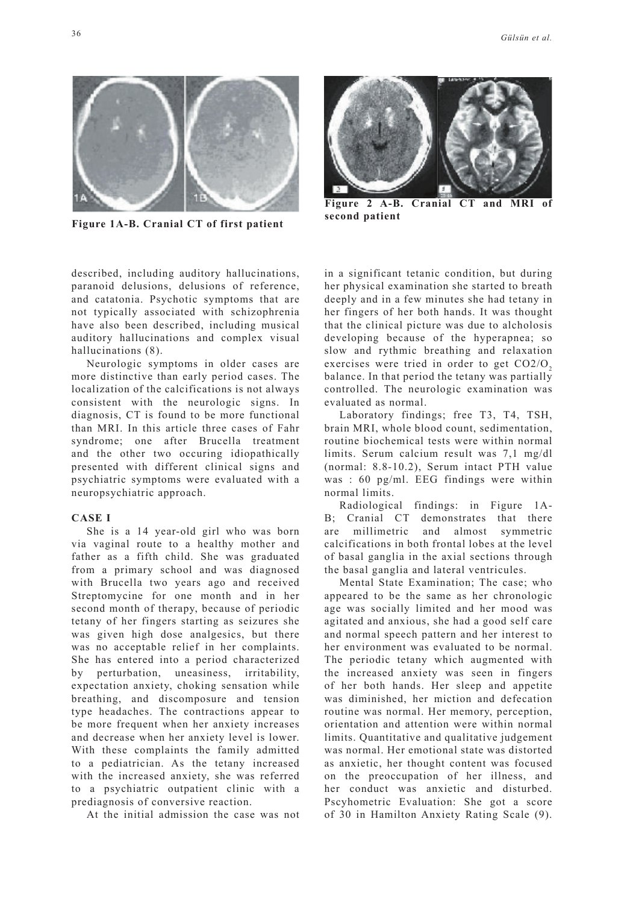Figure 1A-B. Cranial CT of first patient

Figure 2 A-B. Cranial CT and MRI of second patient

described, including auditory hallucinations, paranoid delusions, delusions of reference, and catatonia. Psychotic symptoms that are not typically associated with schizophrenia have also been described, including musical auditory hallucinations and complex visual hallucinations (8).

Neurologic symptoms in older cases are more distinctive than early period cases. The localization of the calcifications is not always consistent with the neurologic signs. In diagnosis, CT is found to be more functional than MRI. In this article three cases of Fahr syndrome; one after Brucella treatment and the other two occuring idiopathically presented with different clinical signs and psychiatric symptoms were evaluated with a neuropsychiatric approach.

**CASE I**

She is a 14 year-old girl who was born via vaginal route to a healthy mother and father as a fifth child. She was graduated from a primary school and was diagnosed with Brucella two years ago and received Streptomycine for one month and in her second month of therapy, because of periodic tetany of her fingers starting as seizures she was given high dose analgesics, but there was no acceptable relief in her complaints. She has entered into a period characterized by perturbation, uneasiness, irritability, expectation anxiety, choking sensation while breathing, and discomposure and tension type headaches. The contractions appear to be more frequent when her anxiety increases and decrease when her anxiety level is lower. With these complaints the family admitted to a pediatrician. As the tetany increased with the increased anxiety, she was referred to a psychiatric outpatient clinic with a prediagnosis of conversive reaction.

At the initial admission the case was not in a significant tetanic condition, but during her physical examination she started to breath deeply and in a few minutes she had tetany in her fingers of her both hands. It was thought that the clinical picture was due to alcholosis developing because of the hyperapnea; so slow and rythmic breathing and relaxation exercises were tried in order to get $CO2/O_2$ balance. In that period the tetany was partially controlled. The neurologic examination was evaluated as normal.

Laboratory findings; free T3, T4, TSH, brain MRI, whole blood count, sedimentation, routine biochemical tests were within normal limits. Serum calcium result was 7,1 mg/dl (normal: 8.8-10.2), Serum intact PTH value was : 60 pg/ml. EEG findings were within normal limits.

Radiological findings: in Figure 1A-B; Cranial CT demonstrates that there are millimetric and almost symmetric calcifications in both frontal lobes at the level of basal ganglia in the axial sections through the basal ganglia and lateral ventricules.

Mental State Examination; The case; who appeared to be the same as her chronologic age was socially limited and her mood was agitated and anxious, she had a good self care and normal speech pattern and her interest to her environment was evaluated to be normal. The periodic tetany which augmented with the increased anxiety was seen in fingers of her both hands. Her sleep and appetite was diminished, her miction and defecation routine was normal. Her memory, perception, orientation and attention were within normal limits. Quantitative and qualitative judgement was normal. Her emotional state was distorted as anxietic, her thought content was focused on the preoccupation of her illness, and her conduct was anxietic and disturbed. Pscyhometric Evaluation: She got a score of 30 in Hamilton Anxiety Rating Scale (9).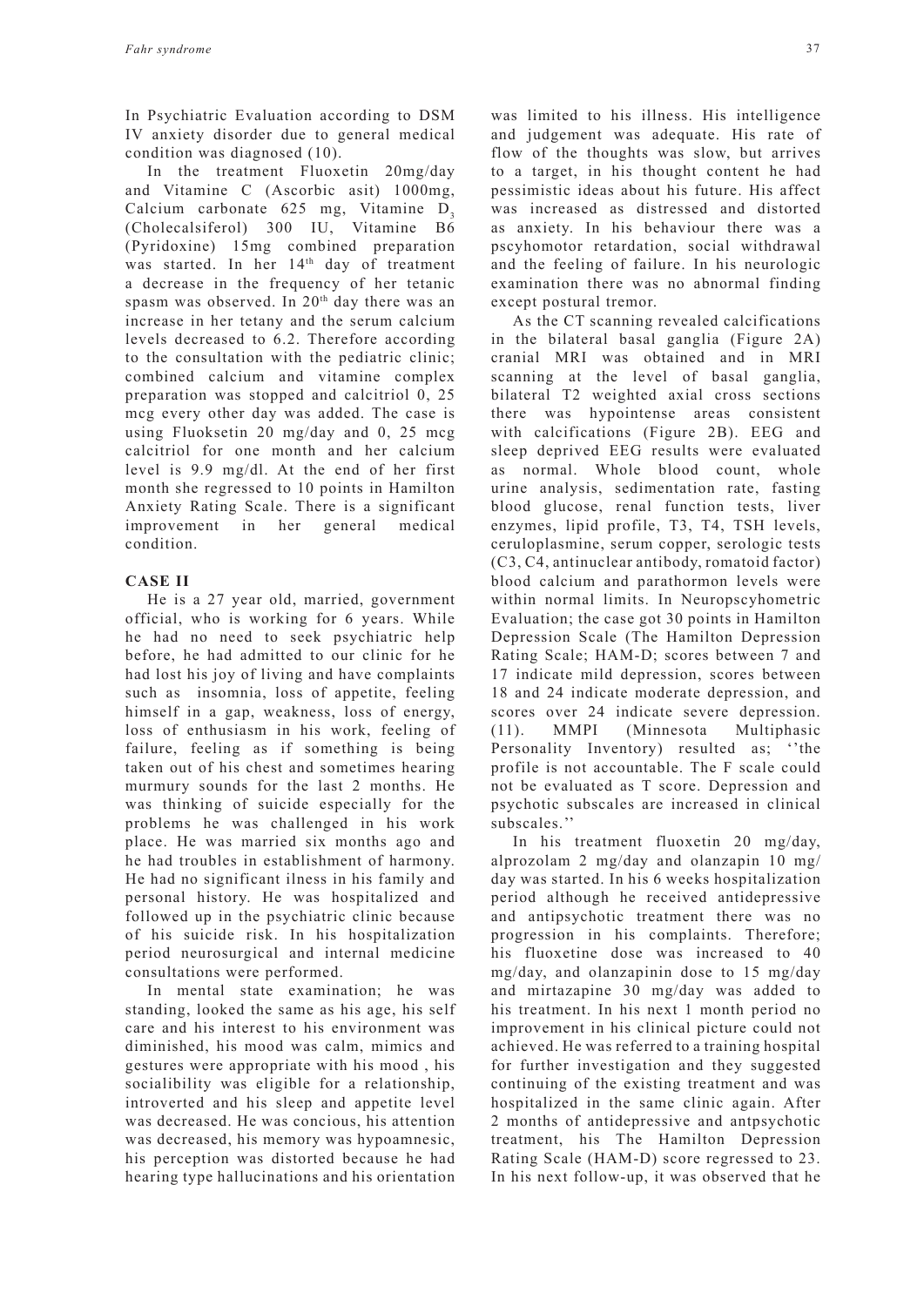In Psychiatric Evaluation according to DSM IV anxiety disorder due to general medical condition was diagnosed (10).

In the treatment Fluoxetin 20mg/day and Vitamine C (Ascorbic asit) 1000mg, Calcium carbonate 625 mg, Vitamine $D_3$ (Cholecalsiferol) 300 IU, Vitamine B6 (Pyridoxine) 15mg combined preparation was started. In her 14th day of treatment a decrease in the frequency of her tetanic spasm was observed. In 20th day there was an increase in her tetany and the serum calcium levels decreased to 6.2. Therefore according to the consultation with the pediatric clinic; combined calcium and vitamine complex preparation was stopped and calcitriol 0, 25 mcg every other day was added. The case is using Fluoksetin 20 mg/day and 0, 25 mcg calcitriol for one month and her calcium level is 9.9 mg/dl. At the end of her first month she regressed to 10 points in Hamilton Anxiety Rating Scale. There is a significant improvement in her general medical condition.

## CASE II

He is a 27 year old, married, government official, who is working for 6 years. While he had no need to seek psychiatric help before, he had admitted to our clinic for he had lost his joy of living and have complaints such as insomnia, loss of appetite, feeling himself in a gap, weakness, loss of energy, loss of enthusiasm in his work, feeling of failure, feeling as if something is being taken out of his chest and sometimes hearing murmury sounds for the last 2 months. He was thinking of suicide especially for the problems he was challenged in his work place. He was married six months ago and he had troubles in establishment of harmony. He had no significant ilness in his family and personal history. He was hospitalized and followed up in the psychiatric clinic because of his suicide risk. In his hospitalization period neurosurgical and internal medicine consultations were performed.

In mental state examination; he was standing, looked the same as his age, his self care and his interest to his environment was diminished, his mood was calm, mimics and gestures were appropriate with his mood , his socialibility was eligible for a relationship, introverted and his sleep and appetite level was decreased. He was concious, his attention was decreased, his memory was hypoamnesic, his perception was distorted because he had hearing type hallucinations and his orientation was limited to his illness. His intelligence and judgement was adequate. His rate of flow of the thoughts was slow, but arrives to a target, in his thought content he had pessimistic ideas about his future. His affect was increased as distressed and distorted as anxiety. In his behaviour there was a pscyhomotor retardation, social withdrawal and the feeling of failure. In his neurologic examination there was no abnormal finding except postural tremor.

As the CT scanning revealed calcifications in the bilateral basal ganglia (Figure 2A) cranial MRI was obtained and in MRI scanning at the level of basal ganglia, bilateral T2 weighted axial cross sections there was hypointense areas consistent with calcifications (Figure 2B). EEG and sleep deprived EEG results were evaluated as normal. Whole blood count, whole urine analysis, sedimentation rate, fasting blood glucose, renal function tests, liver enzymes, lipid profile, T3, T4, TSH levels, ceruloplasmine, serum copper, serologic tests (C3, C4, antinuclear antibody, romatoid factor) blood calcium and parathormon levels were within normal limits. In Neuropscyhometric Evaluation; the case got 30 points in Hamilton Depression Scale (The Hamilton Depression Rating Scale; HAM-D; scores between 7 and 17 indicate mild depression, scores between 18 and 24 indicate moderate depression, and scores over 24 indicate severe depression. (11). MMPI (Minnesota Multiphasic Personality Inventory) resulted as; ''the profile is not accountable. The F scale could not be evaluated as T score. Depression and psychotic subscales are increased in clinical subscales.''

In his treatment fluoxetin 20 mg/day, alprozolam 2 mg/day and olanzapin 10 mg/day was started. In his 6 weeks hospitalization period although he received antidepressive and antipsychotic treatment there was no progression in his complaints. Therefore; his fluoxetine dose was increased to 40 mg/day, and olanzapinin dose to 15 mg/day and mirtazapine 30 mg/day was added to his treatment. In his next 1 month period no improvement in his clinical picture could not achieved. He was referred to a training hospital for further investigation and they suggested continuing of the existing treatment and was hospitalized in the same clinic again. After 2 months of antidepressive and antpsychotic treatment, his The Hamilton Depression Rating Scale (HAM-D) score regressed to 23. In his next follow-up, it was observed that he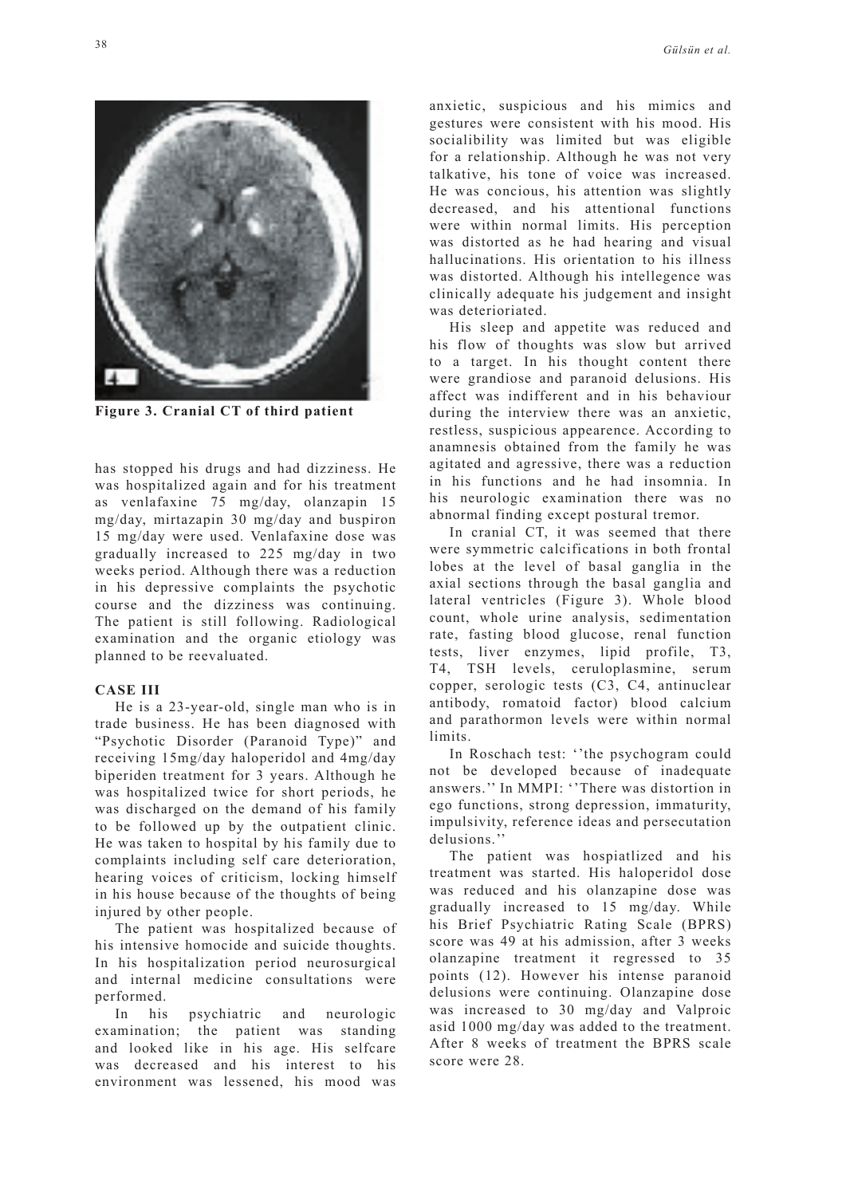Figure 3. Cranial CT of third patient

has stopped his drugs and had dizziness. He was hospitalized again and for his treatment as venlafaxine 75 mg/day, olanzapin 15 mg/day, mirtazapin 30 mg/day and buspiron 15 mg/day were used. Venlafaxine dose was gradually increased to 225 mg/day in two weeks period. Although there was a reduction in his depressive complaints the psychotic course and the dizziness was continuing. The patient is still following. Radiological examination and the organic etiology was planned to be reevaluated.

**CASE III**

He is a 23-year-old, single man who is in trade business. He has been diagnosed with "Psychotic Disorder (Paranoid Type)" and receiving 15mg/day haloperidol and 4mg/day biperiden treatment for 3 years. Although he was hospitalized twice for short periods, he was discharged on the demand of his family to be followed up by the outpatient clinic. He was taken to hospital by his family due to complaints including self care deterioration, hearing voices of criticism, locking himself in his house because of the thoughts of being injured by other people.

The patient was hospitalized because of his intensive homocide and suicide thoughts. In his hospitalization period neurosurgical and internal medicine consultations were performed.

In his psychiatric and neurologic examination; the patient was standing and looked like in his age. His selfcare was decreased and his interest to his environment was lessened, his mood was anxietic, suspicious and his mimics and gestures were consistent with his mood. His sociability was limited but was eligible for a relationship. Although he was not very talkative, his tone of voice was increased. He was concious, his attention was slightly decreased, and his attentional functions were within normal limits. His perception was distorted as he had hearing and visual hallucinations. His orientation to his illness was distorted. Although his intellegence was clinically adequate his judgement and insight was deterioriated.

His sleep and appetite was reduced and his flow of thoughts was slow but arrived to a target. In his thought content there were grandiose and paranoid delusions. His affect was indifferent and in his behaviour during the interview there was an anxietic, restless, suspicious appearence. According to anamnesis obtained from the family he was agitated and agressive, there was a reduction in his functions and he had insomnia. In his neurologic examination there was no abnormal finding except postural tremor.

In cranial CT, it was seemed that there were symmetric calcifications in both frontal lobes at the level of basal ganglia in the axial sections through the basal ganglia and lateral ventricles (Figure 3). Whole blood count, whole urine analysis, sedimentation rate, fasting blood glucose, renal function tests, liver enzymes, lipid profile, T3, T4, TSH levels, ceruloplasmine, serum copper, serologic tests (C3, C4, antinuclear antibody, romatoid factor) blood calcium and parathormon levels were within normal limits.

In Roschach test: ''the psychogram could not be developed because of inadequate answers.'' In MMPI: ''There was distortion in ego functions, strong depression, immaturity, impulsivity, reference ideas and persecutation delusions.''

The patient was hospiatlized and his treatment was started. His haloperidol dose was reduced and his olanzapine dose was gradually increased to 15 mg/day. While his Brief Psychiatric Rating Scale (BPRS) score was 49 at his admission, after 3 weeks olanzapine treatment it regressed to 35 points (12). However his intense paranoid delusions were continuing. Olanzapine dose was increased to 30 mg/day and Valproic asid 1000 mg/day was added to the treatment. After 8 weeks of treatment the BPRS scale score were 28.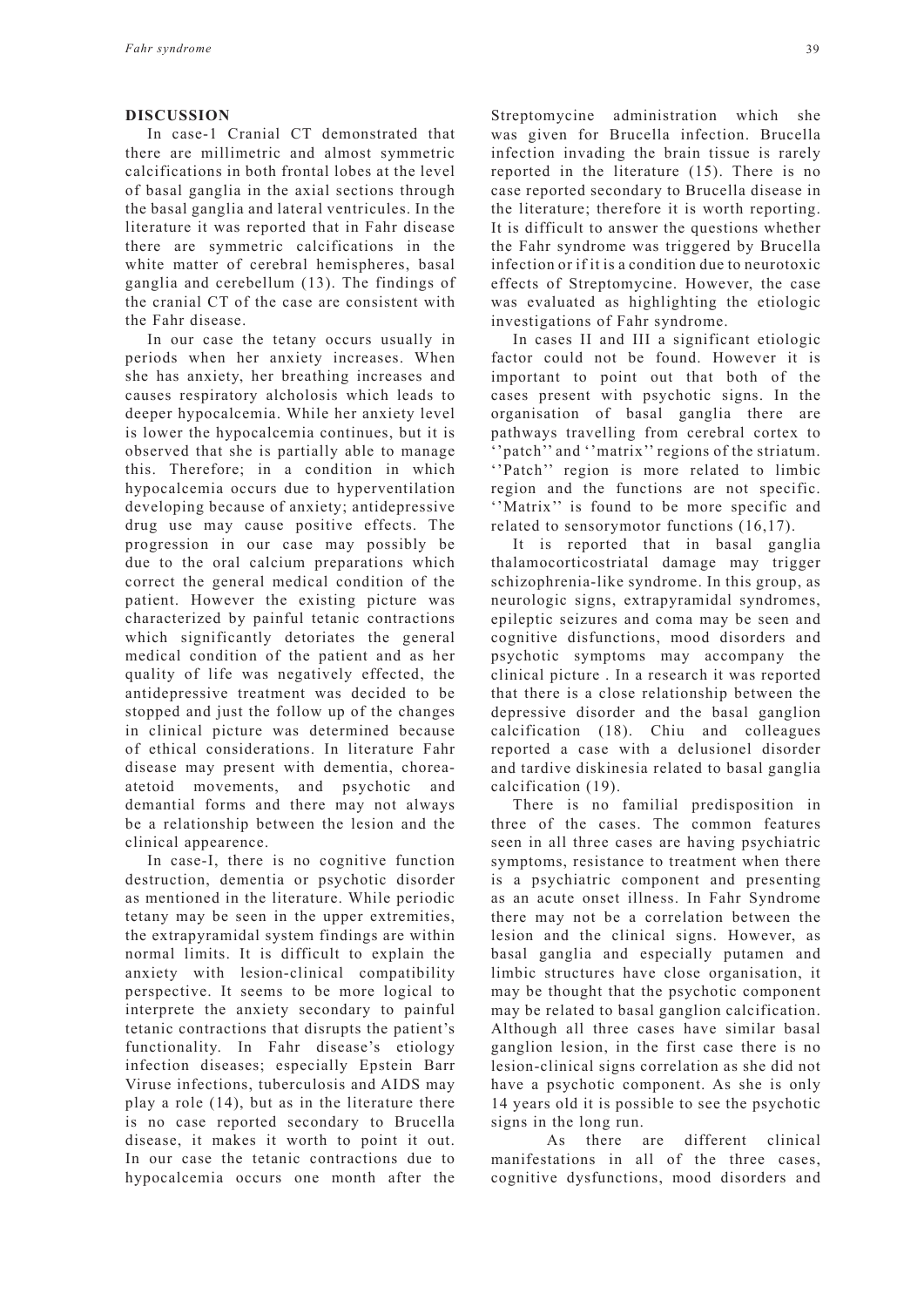## DISCUSSION

In case-1 Cranial CT demonstrated that there are millimetric and almost symmetric calcifications in both frontal lobes at the level of basal ganglia in the axial sections through the basal ganglia and lateral ventricules. In the literature it was reported that in Fahr disease there are symmetric calcifications in the white matter of cerebral hemispheres, basal ganglia and cerebellum (13). The findings of the cranial CT of the case are consistent with the Fahr disease.

In our case the tetany occurs usually in periods when her anxiety increases. When she has anxiety, her breathing increases and causes respiratory alcholosis which leads to deeper hypocalcemia. While her anxiety level is lower the hypocalcemia continues, but it is observed that she is partially able to manage this. Therefore; in a condition in which hypocalcemia occurs due to hyperventilation developing because of anxiety; antidepressive drug use may cause positive effects. The progression in our case may possibly be due to the oral calcium preparations which correct the general medical condition of the patient. However the existing picture was characterized by painful tetanic contractions which significantly detoriates the general medical condition of the patient and as her quality of life was negatively effected, the antidepressive treatment was decided to be stopped and just the follow up of the changes in clinical picture was determined because of ethical considerations. In literature Fahr disease may present with dementia, chorea-atetoid movements, and psychotic and demantial forms and there may not always be a relationship between the lesion and the clinical appearence.

In case-I, there is no cognitive function destruction, dementia or psychotic disorder as mentioned in the literature. While periodic tetany may be seen in the upper extremities, the extrapyramidal system findings are within normal limits. It is difficult to explain the anxiety with lesion-clinical compatibility perspective. It seems to be more logical to interprete the anxiety secondary to painful tetanic contractions that disrupts the patient's functionality. In Fahr disease's etiology infection diseases; especially Epstein Barr Viruse infections, tuberculosis and AIDS may play a role (14), but as in the literature there is no case reported secondary to Brucella disease, it makes it worth to point it out. In our case the tetanic contractions due to hypocalcemia occurs one month after the Streptomycine administration which she was given for Brucella infection. Brucella infection invading the brain tissue is rarely reported in the literature (15). There is no case reported secondary to Brucella disease in the literature; therefore it is worth reporting. It is difficult to answer the questions whether the Fahr syndrome was triggered by Brucella infection or if it is a condition due to neurotoxic effects of Streptomycine. However, the case was evaluated as highlighting the etiologic investigations of Fahr syndrome.

In cases II and III a significant etiologic factor could not be found. However it is important to point out that both of the cases present with psychotic signs. In the organisation of basal ganglia there are pathways travelling from cerebral cortex to ''patch'' and ''matrix'' regions of the striatum. ''Patch'' region is more related to limbic region and the functions are not specific. ''Matrix'' is found to be more specific and related to sensorymotor functions (16,17).

It is reported that in basal ganglia thalamocorticostriatal damage may trigger schizophrenia-like syndrome. In this group, as neurologic signs, extrapyramidal syndromes, epileptic seizures and coma may be seen and cognitive disfunctions, mood disorders and psychotic symptoms may accompany the clinical picture . In a research it was reported that there is a close relationship between the depressive disorder and the basal ganglion calcification (18). Chiu and colleagues reported a case with a delusionel disorder and tardive diskinesia related to basal ganglia calcification (19).

There is no familial predisposition in three of the cases. The common features seen in all three cases are having psychiatric symptoms, resistance to treatment when there is a psychiatric component and presenting as an acute onset illness. In Fahr Syndrome there may not be a correlation between the lesion and the clinical signs. However, as basal ganglia and especially putamen and limbic structures have close organisation, it may be thought that the psychotic component may be related to basal ganglion calcification. Although all three cases have similar basal ganglion lesion, in the first case there is no lesion-clinical signs correlation as she did not have a psychotic component. As she is only 14 years old it is possible to see the psychotic signs in the long run.

As there are different clinical manifestations in all of the three cases, cognitive dysfunctions, mood disorders and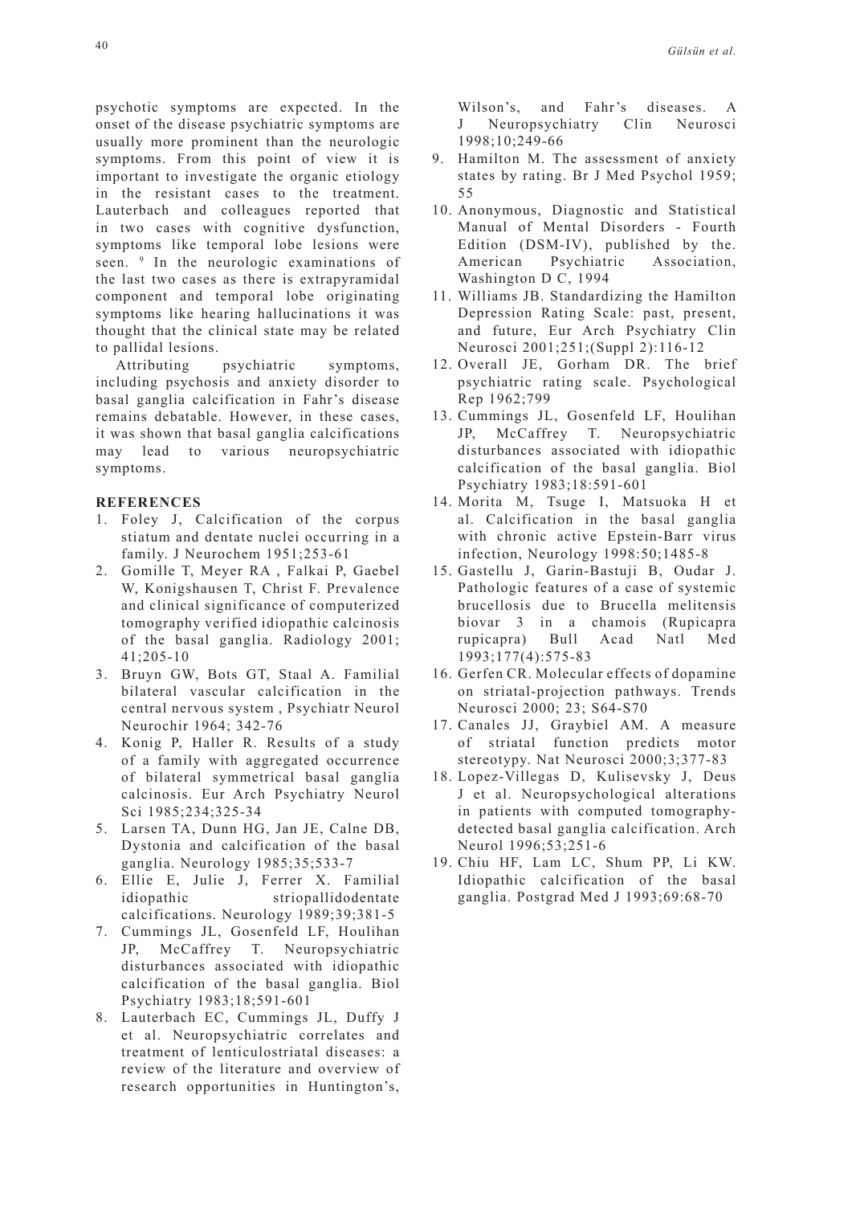psychotic symptoms are expected. In the onset of the disease psychiatric symptoms are usually more prominent than the neurologic symptoms. From this point of view it is important to investigate the organic etiology in the resistant cases to the treatment. Lauterbach and colleagues reported that in two cases with cognitive dysfunction, symptoms like temporal lobe lesions were seen. [9] In the neurologic examinations of the last two cases as there is extrapyramidal component and temporal lobe originating symptoms like hearing hallucinations it was thought that the clinical state may be related to pallidal lesions.

Attributing psychiatric symptoms, including psychosis and anxiety disorder to basal ganglia calcification in Fahr's disease remains debatable. However, in these cases, it was shown that basal ganglia calcifications may lead to various neuropsychiatric symptoms.

## REFERENCES

1. Foley J, Calcification of the corpus stiatum and dentate nuclei occurring in a family. J Neurochem 1951;253-61
2. Gomille T, Meyer RA , Falkai P, Gaebel W, Konigshausen T, Christ F. Prevalence and clinical significance of computerized tomography verified idiopathic calcinosis of the basal ganglia. Radiology 2001; 41;205-10
3. Bruyn GW, Bots GT, Staal A. Familial bilateral vascular calcification in the central nervous system , Psychiatr Neurol Neurochir 1964; 342-76
4. Konig P, Haller R. Results of a study of a family with aggregated occurrence of bilateral symmetrical basal ganglia calcinosis. Eur Arch Psychiatry Neurol Sci 1985;234;325-34
5. Larsen TA, Dunn HG, Jan JE, Calne DB, Dystonia and calcification of the basal ganglia. Neurology 1985;35;533-7
6. Ellie E, Julie J, Ferrer X. Familial idiopathic striopallidodentate calcifications. Neurology 1989;39;381-5
7. Cummings JL, Gosenfeld LF, Houlihan JP, McCaffrey T. Neuropsychiatric disturbances associated with idiopathic calcification of the basal ganglia. Biol Psychiatry 1983;18;591-601
8. Lauterbach EC, Cummings JL, Duffy J et al. Neuropsychiatric correlates and treatment of lenticulostriatal diseases: a review of the literature and overview of research opportunities in Huntington's, Wilson's, and Fahr's diseases. A J Neuropsychiatry Clin Neurosci 1998;10;249-66
9. Hamilton M. The assessment of anxiety states by rating. Br J Med Psychol 1959; 55
10. Anonymous, Diagnostic and Statistical Manual of Mental Disorders - Fourth Edition (DSM-IV), published by the. American Psychiatric Association, Washington D C, 1994
11. Williams JB. Standardizing the Hamilton Depression Rating Scale: past, present, and future, Eur Arch Psychiatry Clin Neurosci 2001;251;(Suppl 2):116-12
12. Overall JE, Gorham DR. The brief psychiatric rating scale. Psychological Rep 1962;799
13. Cummings JL, Gosenfeld LF, Houlihan JP, McCaffrey T. Neuropsychiatric disturbances associated with idiopathic calcification of the basal ganglia. Biol Psychiatry 1983;18:591-601
14. Morita M, Tsuge I, Matsuoka H et al. Calcification in the basal ganglia with chronic active Epstein-Barr virus infection, Neurology 1998:50;1485-8
15. Gastellu J, Garin-Bastuji B, Oudar J. Pathologic features of a case of systemic brucellosis due to Brucella melitensis biovar 3 in a chamois (Rupicapra rupicapra) Bull Acad Natl Med 1993;177(4):575-83
16. Gerfen CR. Molecular effects of dopamine on striatal-projection pathways. Trends Neurosci 2000; 23; S64-S70
17. Canales JJ, Graybiel AM. A measure of striatal function predicts motor stereotypy. Nat Neurosci 2000;3;377-83
18. Lopez-Villegas D, Kulisevsky J, Deus J et al. Neuropsychological alterations in patients with computed tomography-detected basal ganglia calcification. Arch Neurol 1996;53;251-6
19. Chiu HF, Lam LC, Shum PP, Li KW. Idiopathic calcification of the basal ganglia. Postgrad Med J 1993;69:68-70